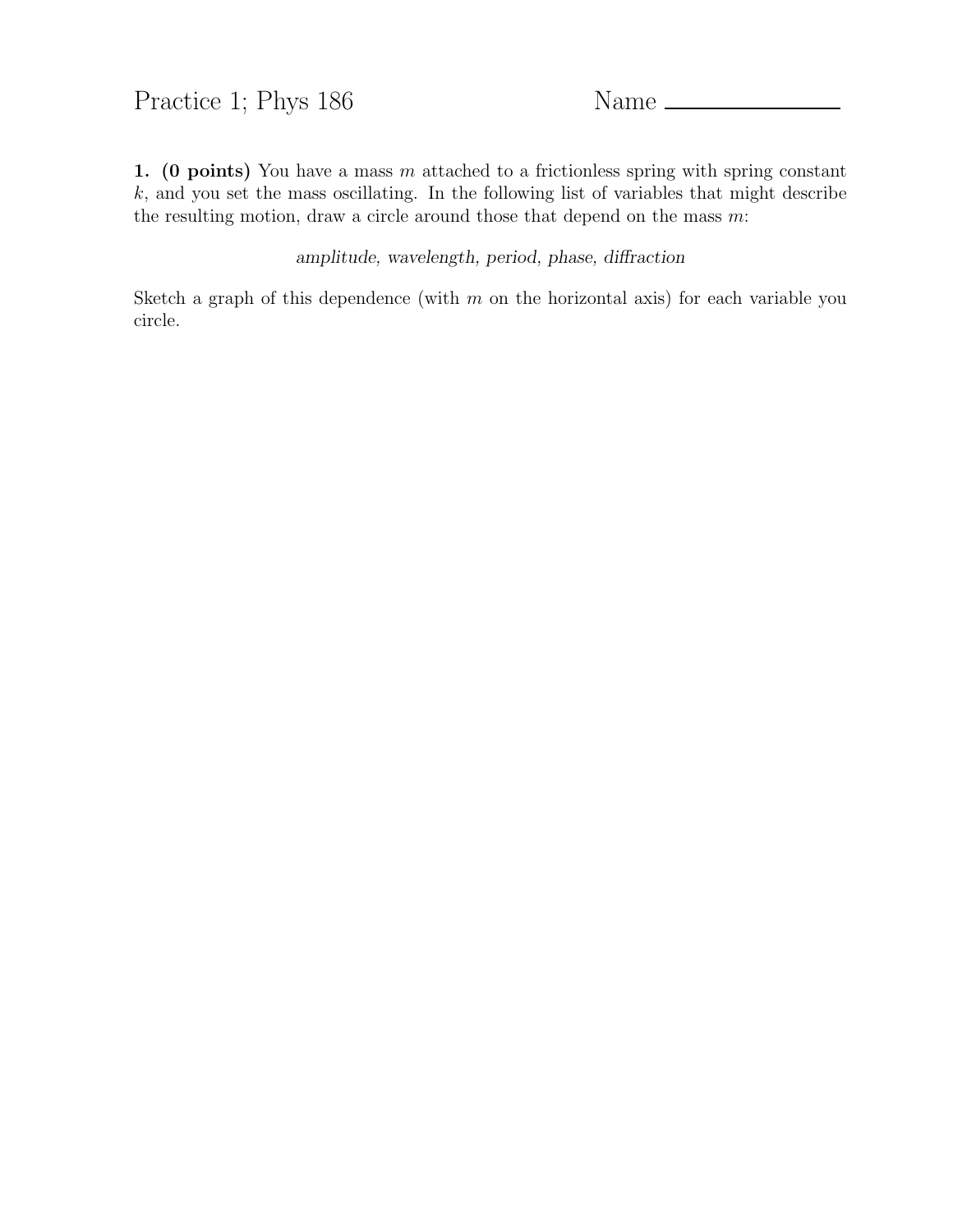# Practice 1; Phys 186

Name ______________

**1. (0 points)** You have a mass $m$ attached to a frictionless spring with spring constant $k$, and you set the mass oscillating. In the following list of variables that might describe the resulting motion, draw a circle around those that depend on the mass $m$:

*amplitude, wavelength, period, phase, diffraction*

Sketch a graph of this dependence (with $m$ on the horizontal axis) for each variable you circle.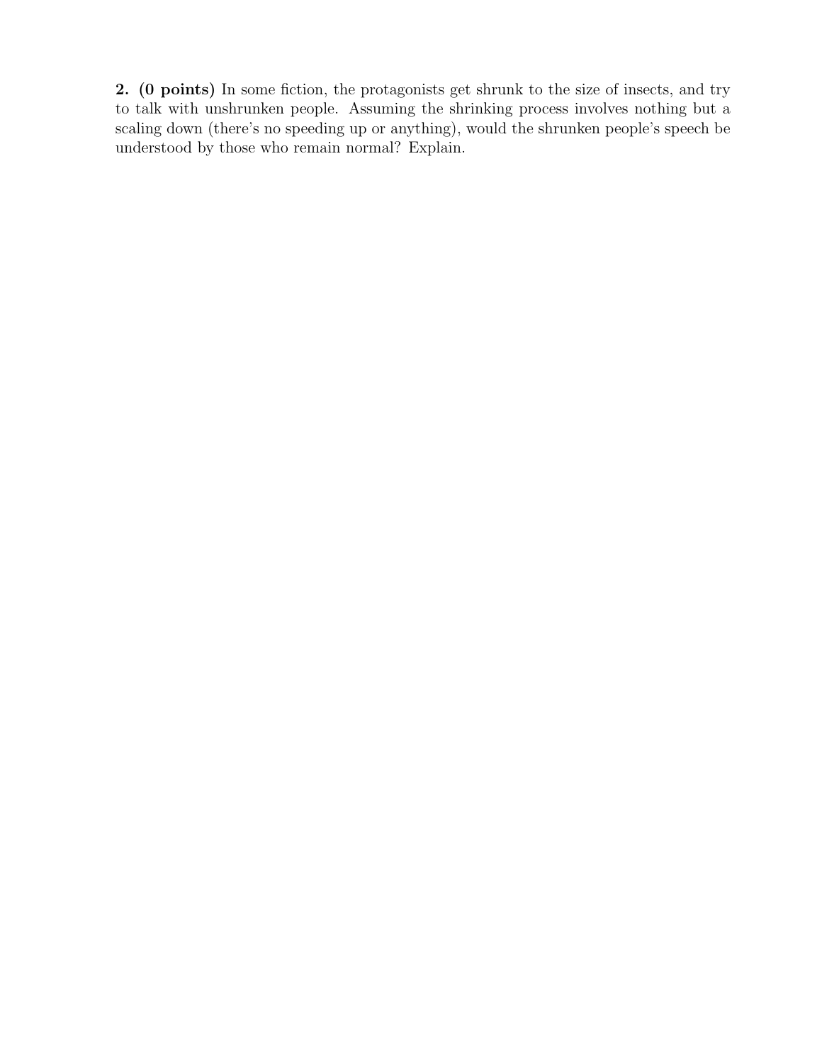**2. (0 points)** In some fiction, the protagonists get shrunk to the size of insects, and try to talk with unshrunken people. Assuming the shrinking process involves nothing but a scaling down (there's no speeding up or anything), would the shrunken people's speech be understood by those who remain normal? Explain.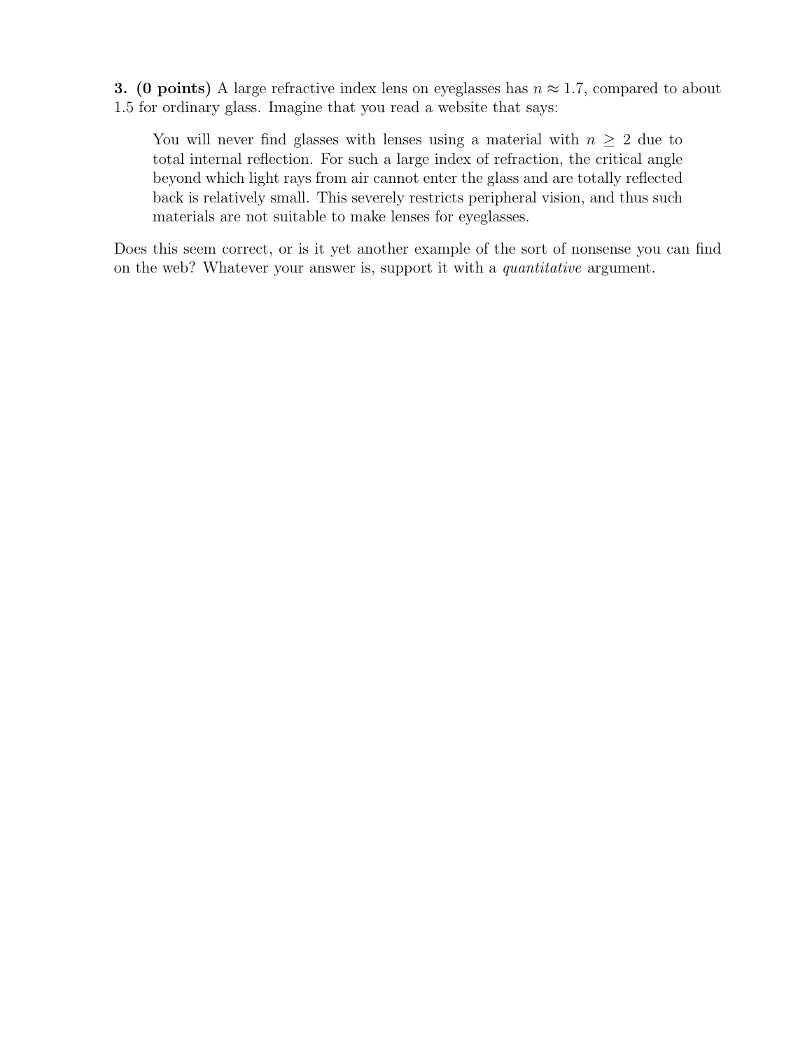**3. (0 points)** A large refractive index lens on eyeglasses has $n \approx 1.7$, compared to about 1.5 for ordinary glass. Imagine that you read a website that says:

> You will never find glasses with lenses using a material with $n \geq 2$ due to total internal reflection. For such a large index of refraction, the critical angle beyond which light rays from air cannot enter the glass and are totally reflected back is relatively small. This severely restricts peripheral vision, and thus such materials are not suitable to make lenses for eyeglasses.

Does this seem correct, or is it yet another example of the sort of nonsense you can find on the web? Whatever your answer is, support it with a *quantitative* argument.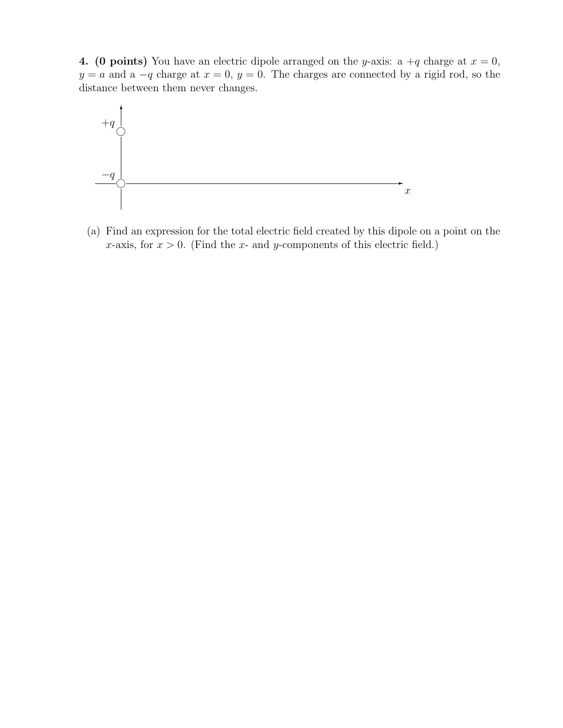**4. (0 points)** You have an electric dipole arranged on the $y$-axis: a $+q$ charge at $x = 0$, $y = a$ and a $-q$ charge at $x = 0$, $y = 0$. The charges are connected by a rigid rod, so the distance between them never changes.

(a) Find an expression for the total electric field created by this dipole on a point on the $x$-axis, for $x > 0$. (Find the $x$- and $y$-components of this electric field.)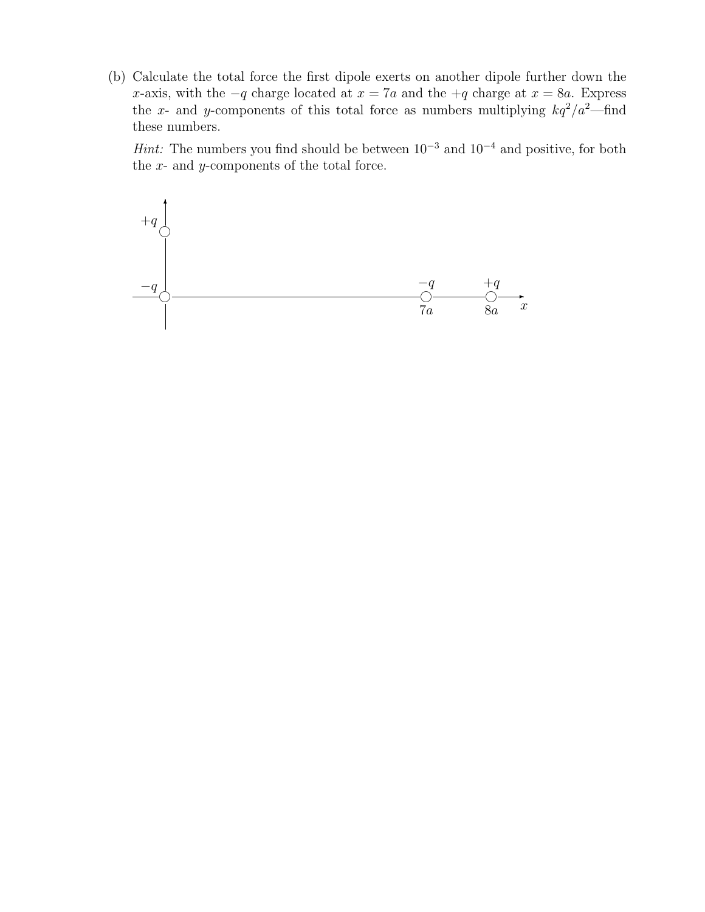(b) Calculate the total force the first dipole exerts on another dipole further down the $x$-axis, with the $-q$ charge located at $x = 7a$ and the $+q$ charge at $x = 8a$. Express the $x$- and $y$-components of this total force as numbers multiplying $kq^2/a^2$—find these numbers.

*Hint:* The numbers you find should be between $10^{-3}$ and $10^{-4}$ and positive, for both the $x$- and $y$-components of the total force.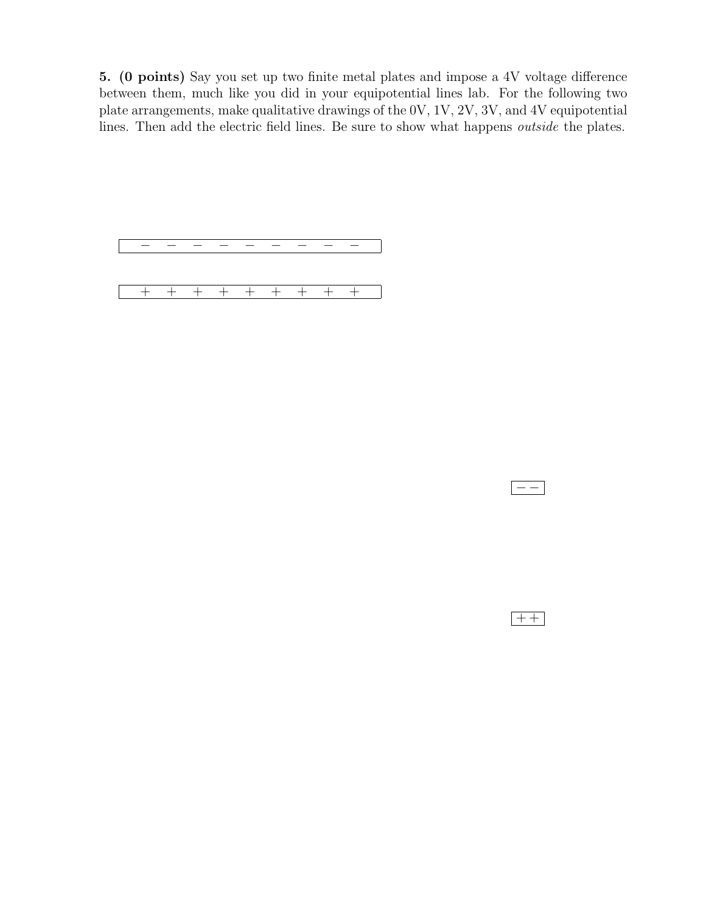**5. (0 points)** Say you set up two finite metal plates and impose a 4V voltage difference between them, much like you did in your equipotential lines lab. For the following two plate arrangements, make qualitative drawings of the 0V, 1V, 2V, 3V, and 4V equipotential lines. Then add the electric field lines. Be sure to show what happens *outside* the plates.

− − − − − − − − −

+ + + + + + + + +

− −

+ +